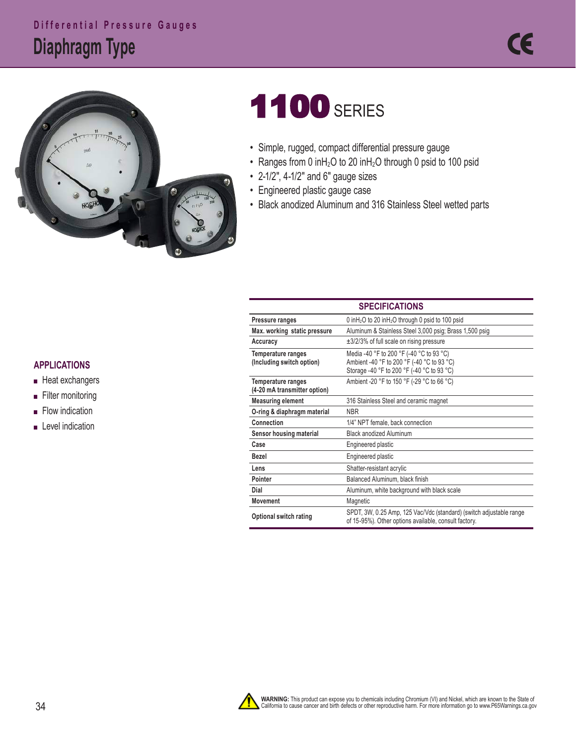# Differential Pressure Gauges

## Diaphragm Type

# 1100 SERIES

- Simple, rugged, compact differential pressure gauge
- Ranges from 0 in$H_2O$ to 20 in$H_2O$ through 0 psid to 100 psid
- 2-1/2", 4-1/2" and 6" gauge sizes
- Engineered plastic gauge case
- Black anodized Aluminum and 316 Stainless Steel wetted parts

### APPLICATIONS

- Heat exchangers
- Filter monitoring
- Flow indication
- Level indication

### SPECIFICATIONS

| Specification | Value |
|---|---|
| Pressure ranges | 0 in$H_2O$ to 20 in$H_2O$ through 0 psid to 100 psid |
| Max. working static pressure | Aluminum & Stainless Steel 3,000 psig; Brass 1,500 psig |
| Accuracy | ±3/2/3% of full scale on rising pressure |
| Temperature ranges (Including switch option) | Media -40 °F to 200 °F (-40 °C to 93 °C)<br>Ambient -40 °F to 200 °F (-40 °C to 93 °C)<br>Storage -40 °F to 200 °F (-40 °C to 93 °C) |
| Temperature ranges (4-20 mA transmitter option) | Ambient -20 °F to 150 °F (-29 °C to 66 °C) |
| Measuring element | 316 Stainless Steel and ceramic magnet |
| O-ring & diaphragm material | NBR |
| Connection | 1/4" NPT female, back connection |
| Sensor housing material | Black anodized Aluminum |
| Case | Engineered plastic |
| Bezel | Engineered plastic |
| Lens | Shatter-resistant acrylic |
| Pointer | Balanced Aluminum, black finish |
| Dial | Aluminum, white background with black scale |
| Movement | Magnetic |
| Optional switch rating | SPDT, 3W, 0.25 Amp, 125 Vac/Vdc (standard) (switch adjustable range of 15-95%). Other options available, consult factory. |

**WARNING:** This product can expose you to chemicals including Chromium (VI) and Nickel, which are known to the State of California to cause cancer and birth defects or other reproductive harm. For more information go to www.P65Warnings.ca.gov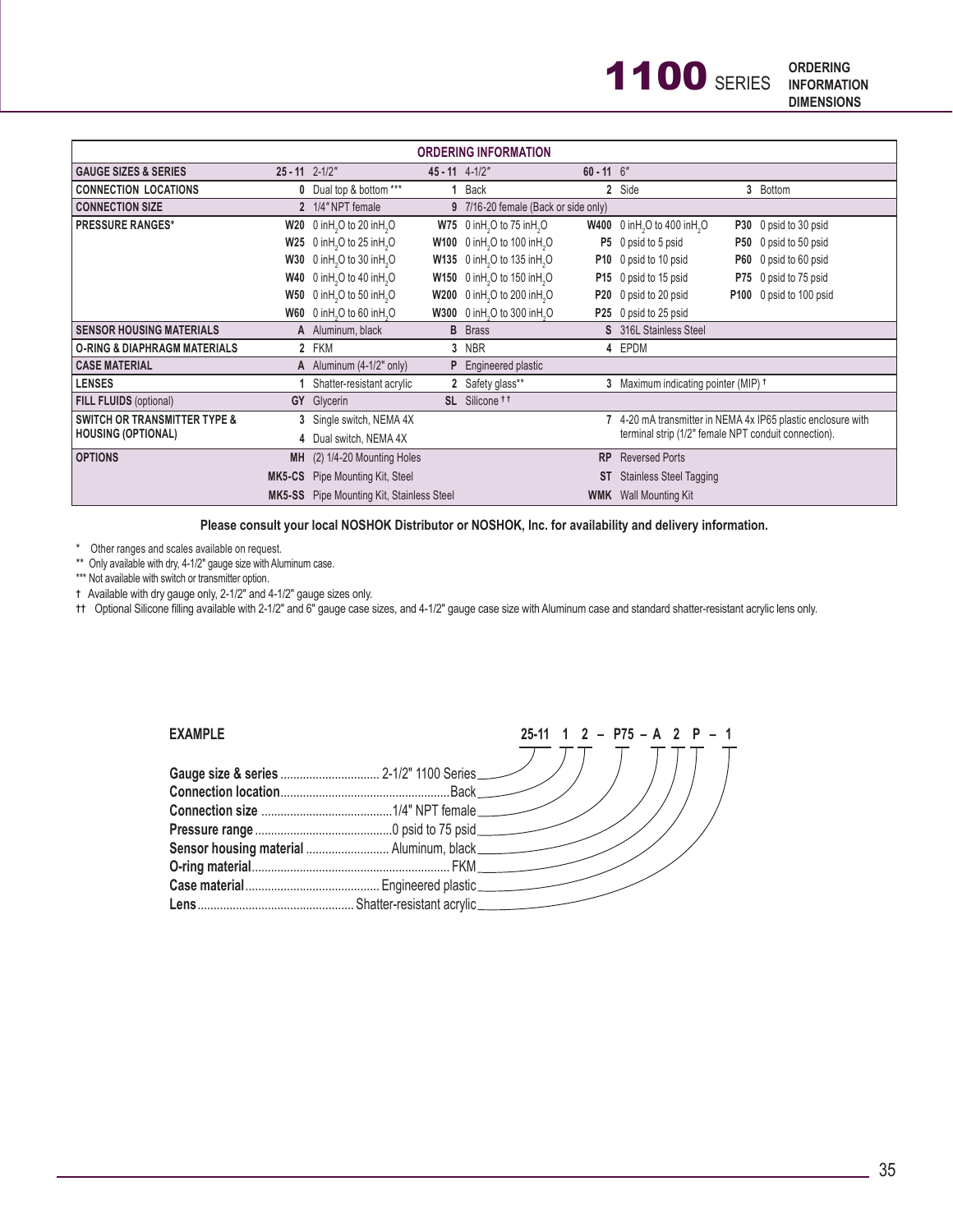# 1100 SERIES — ORDERING INFORMATION DIMENSIONS

| ORDERING INFORMATION | | | | | | | | |
|---|---|---|---|---|---|---|---|---|
| **GAUGE SIZES & SERIES** | **25 - 11** | 2-1/2″ | **45 - 11** | 4-1/2″ | **60 - 11** | 6″ | | |
| **CONNECTION LOCATIONS** | **0** | Dual top & bottom *** | **1** | Back | **2** | Side | **3** | Bottom |
| **CONNECTION SIZE** | **2** | 1/4″ NPT female | **9** | 7/16-20 female (Back or side only) | | | | |
| **PRESSURE RANGES*** | **W20** | 0 $inH_2O$ to 20 $inH_2O$ | **W75** | 0 $inH_2O$ to 75 $inH_2O$ | **W400** | 0 $inH_2O$ to 400 $inH_2O$ | **P30** | 0 psid to 30 psid |
| | **W25** | 0 $inH_2O$ to 25 $inH_2O$ | **W100** | 0 $inH_2O$ to 100 $inH_2O$ | **P5** | 0 psid to 5 psid | **P50** | 0 psid to 50 psid |
| | **W30** | 0 $inH_2O$ to 30 $inH_2O$ | **W135** | 0 $inH_2O$ to 135 $inH_2O$ | **P10** | 0 psid to 10 psid | **P60** | 0 psid to 60 psid |
| | **W40** | 0 $inH_2O$ to 40 $inH_2O$ | **W150** | 0 $inH_2O$ to 150 $inH_2O$ | **P15** | 0 psid to 15 psid | **P75** | 0 psid to 75 psid |
| | **W50** | 0 $inH_2O$ to 50 $inH_2O$ | **W200** | 0 $inH_2O$ to 200 $inH_2O$ | **P20** | 0 psid to 20 psid | **P100** | 0 psid to 100 psid |
| | **W60** | 0 $inH_2O$ to 60 $inH_2O$ | **W300** | 0 $inH_2O$ to 300 $inH_2O$ | **P25** | 0 psid to 25 psid | | |
| **SENSOR HOUSING MATERIALS** | **A** | Aluminum, black | **B** | Brass | **S** | 316L Stainless Steel | | |
| **O-RING & DIAPHRAGM MATERIALS** | **2** | FKM | **3** | NBR | **4** | EPDM | | |
| **CASE MATERIAL** | **A** | Aluminum (4-1/2" only) | **P** | Engineered plastic | | | | |
| **LENSES** | **1** | Shatter-resistant acrylic | **2** | Safety glass** | **3** | Maximum indicating pointer (MIP) † | | |
| **FILL FLUIDS** (optional) | **GY** | Glycerin | **SL** | Silicone †† | | | | |
| **SWITCH OR TRANSMITTER TYPE & HOUSING (OPTIONAL)** | **3** | Single switch, NEMA 4X | | | **7** | 4-20 mA transmitter in NEMA 4x IP65 plastic enclosure with terminal strip (1/2" female NPT conduit connection). | | |
| | **4** | Dual switch, NEMA 4X | | | | | | |
| **OPTIONS** | **MH** | (2) 1/4-20 Mounting Holes | | | **RP** | Reversed Ports | | |
| | **MK5-CS** | Pipe Mounting Kit, Steel | | | **ST** | Stainless Steel Tagging | | |
| | **MK5-SS** | Pipe Mounting Kit, Stainless Steel | | | **WMK** | Wall Mounting Kit | | |

**Please consult your local NOSHOK Distributor or NOSHOK, Inc. for availability and delivery information.**

\* Other ranges and scales available on request.

** Only available with dry, 4-1/2" gauge size with Aluminum case.

*** Not available with switch or transmitter option.

† Available with dry gauge only, 2-1/2" and 4-1/2" gauge sizes only.

†† Optional Silicone filling available with 2-1/2" and 6" gauge case sizes, and 4-1/2" gauge case size with Aluminum case and standard shatter-resistant acrylic lens only.

## EXAMPLE

**25-11 1 2 – P75 – A 2 P – 1**

- **Gauge size & series** ............ 2-1/2" 1100 Series
- **Connection location** ............ Back
- **Connection size** ............ 1/4" NPT female
- **Pressure range** ............ 0 psid to 75 psid
- **Sensor housing material** ............ Aluminum, black
- **O-ring material** ............ FKM
- **Case material** ............ Engineered plastic
- **Lens** ............ Shatter-resistant acrylic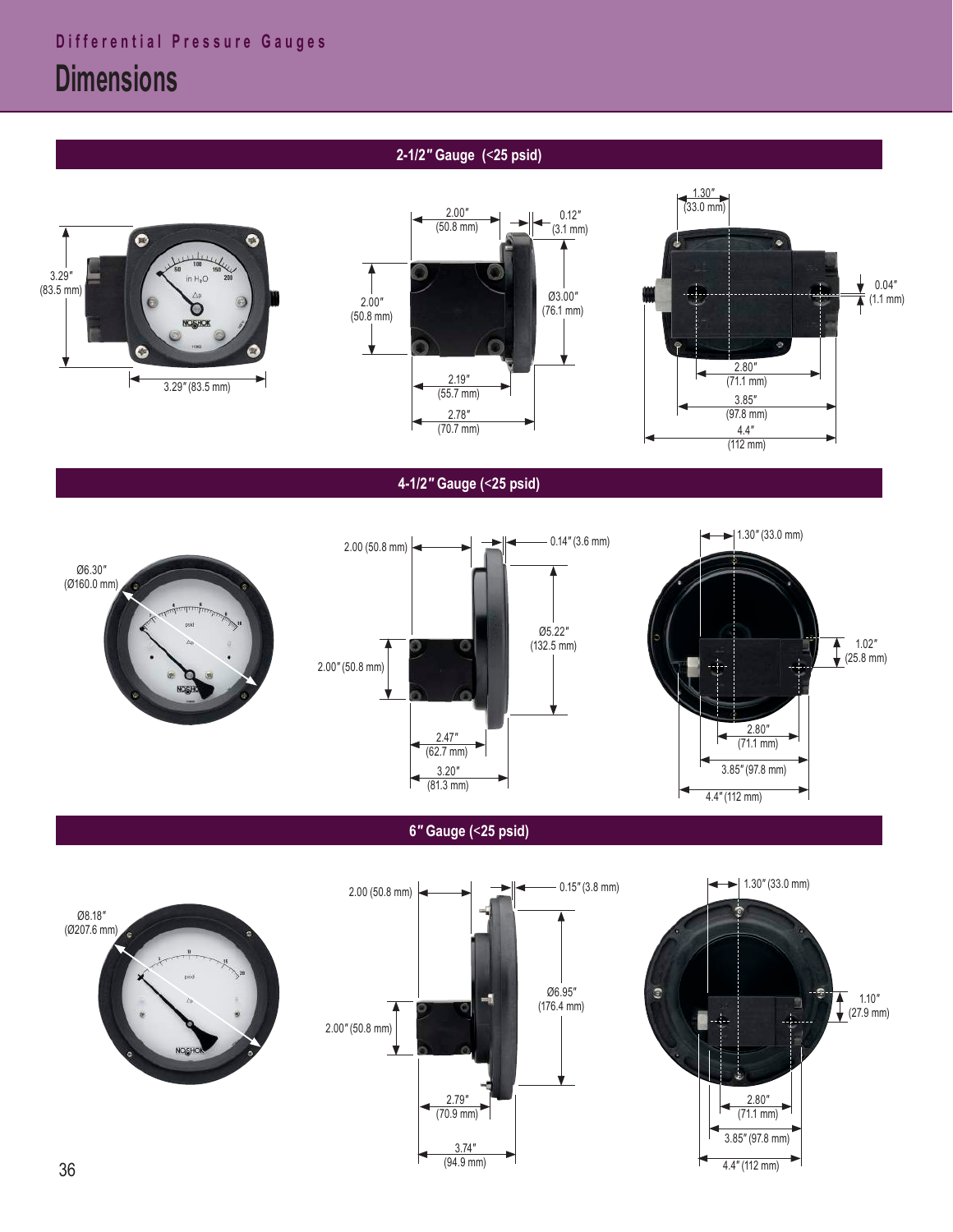Differential Pressure Gauges

# Dimensions

## 2-1/2″ Gauge (<25 psid)

3.29″ (83.5 mm)

3.29″ (83.5 mm)

2.00″ (50.8 mm)

0.12″ (3.1 mm)

2.00″ (50.8 mm)

Ø3.00″ (76.1 mm)

2.19″ (55.7 mm)

2.78″ (70.7 mm)

1.30″ (33.0 mm)

0.04″ (1.1 mm)

2.80″ (71.1 mm)

3.85″ (97.8 mm)

4.4″ (112 mm)

## 4-1/2″ Gauge (<25 psid)

Ø6.30″ (Ø160.0 mm)

2.00 (50.8 mm)

0.14″ (3.6 mm)

Ø5.22″ (132.5 mm)

2.00″ (50.8 mm)

2.47″ (62.7 mm)

3.20″ (81.3 mm)

1.30″ (33.0 mm)

1.02″ (25.8 mm)

2.80″ (71.1 mm)

3.85″ (97.8 mm)

4.4″ (112 mm)

## 6″ Gauge (<25 psid)

Ø8.18″ (Ø207.6 mm)

2.00 (50.8 mm)

0.15″ (3.8 mm)

Ø6.95″ (176.4 mm)

2.00″ (50.8 mm)

2.79″ (70.9 mm)

3.74″ (94.9 mm)

1.30″ (33.0 mm)

1.10″ (27.9 mm)

2.80″ (71.1 mm)

3.85″ (97.8 mm)

4.4″ (112 mm)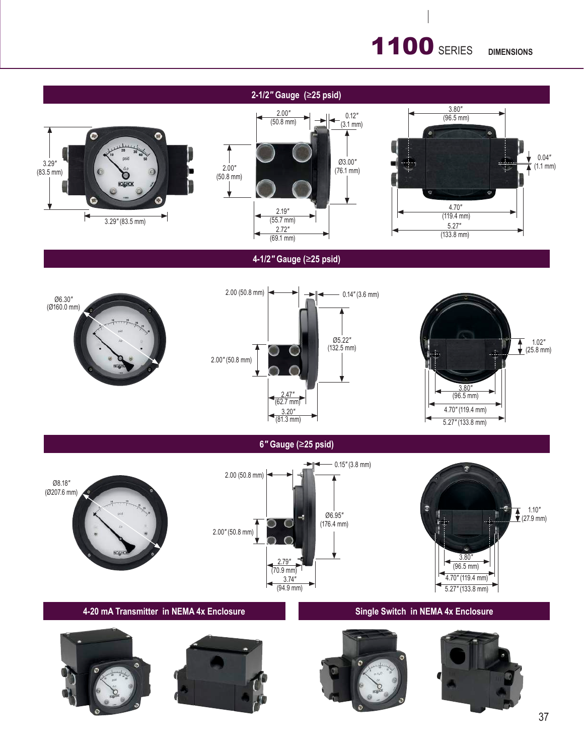# 1100 SERIES DIMENSIONS

## 2-1/2″ Gauge (≥25 psid)

3.29″
(83.5 mm)

3.29″ (83.5 mm)

2.00″
(50.8 mm)

0.12″
(3.1 mm)

2.00″
(50.8 mm)

Ø3.00″
(76.1 mm)

2.19″
(55.7 mm)

2.72″
(69.1 mm)

3.80″
(96.5 mm)

0.04″
(1.1 mm)

4.70″
(119.4 mm)

5.27″
(133.8 mm)

## 4-1/2″ Gauge (≥25 psid)

Ø6.30″
(Ø160.0 mm)

2.00 (50.8 mm)

0.14″ (3.6 mm)

Ø5.22″
(132.5 mm)

2.00″ (50.8 mm)

2.47″
(62.7 mm)

3.20″
(81.3 mm)

1.02″
(25.8 mm)

3.80″
(96.5 mm)

4.70″ (119.4 mm)

5.27″ (133.8 mm)

## 6″ Gauge (≥25 psid)

Ø8.18″
(Ø207.6 mm)

2.00 (50.8 mm)

0.15″ (3.8 mm)

Ø6.95″
(176.4 mm)

2.00″ (50.8 mm)

2.79″
(70.9 mm)

3.74″
(94.9 mm)

1.10″
(27.9 mm)

3.80″
(96.5 mm)

4.70″ (119.4 mm)

5.27″ (133.8 mm)

## 4-20 mA Transmitter in NEMA 4x Enclosure

## Single Switch in NEMA 4x Enclosure